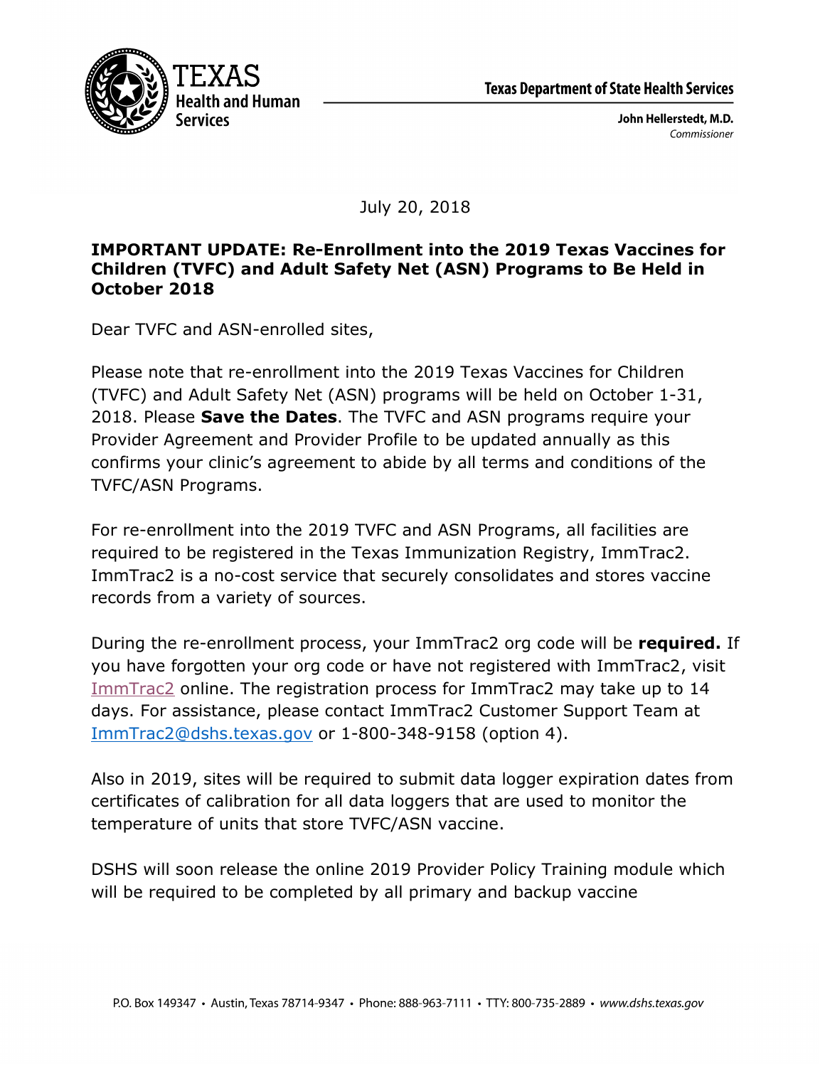Texas Department of State Health Services

**John Hellerstedt, M.D.**
*Commissioner*

July 20, 2018

**IMPORTANT UPDATE: Re-Enrollment into the 2019 Texas Vaccines for Children (TVFC) and Adult Safety Net (ASN) Programs to Be Held in October 2018**

Dear TVFC and ASN-enrolled sites,

Please note that re-enrollment into the 2019 Texas Vaccines for Children (TVFC) and Adult Safety Net (ASN) programs will be held on October 1-31, 2018. Please **Save the Dates**. The TVFC and ASN programs require your Provider Agreement and Provider Profile to be updated annually as this confirms your clinic's agreement to abide by all terms and conditions of the TVFC/ASN Programs.

For re-enrollment into the 2019 TVFC and ASN Programs, all facilities are required to be registered in the Texas Immunization Registry, ImmTrac2. ImmTrac2 is a no-cost service that securely consolidates and stores vaccine records from a variety of sources.

During the re-enrollment process, your ImmTrac2 org code will be **required.** If you have forgotten your org code or have not registered with ImmTrac2, visit ImmTrac2 online. The registration process for ImmTrac2 may take up to 14 days. For assistance, please contact ImmTrac2 Customer Support Team at ImmTrac2@dshs.texas.gov or 1-800-348-9158 (option 4).

Also in 2019, sites will be required to submit data logger expiration dates from certificates of calibration for all data loggers that are used to monitor the temperature of units that store TVFC/ASN vaccine.

DSHS will soon release the online 2019 Provider Policy Training module which will be required to be completed by all primary and backup vaccine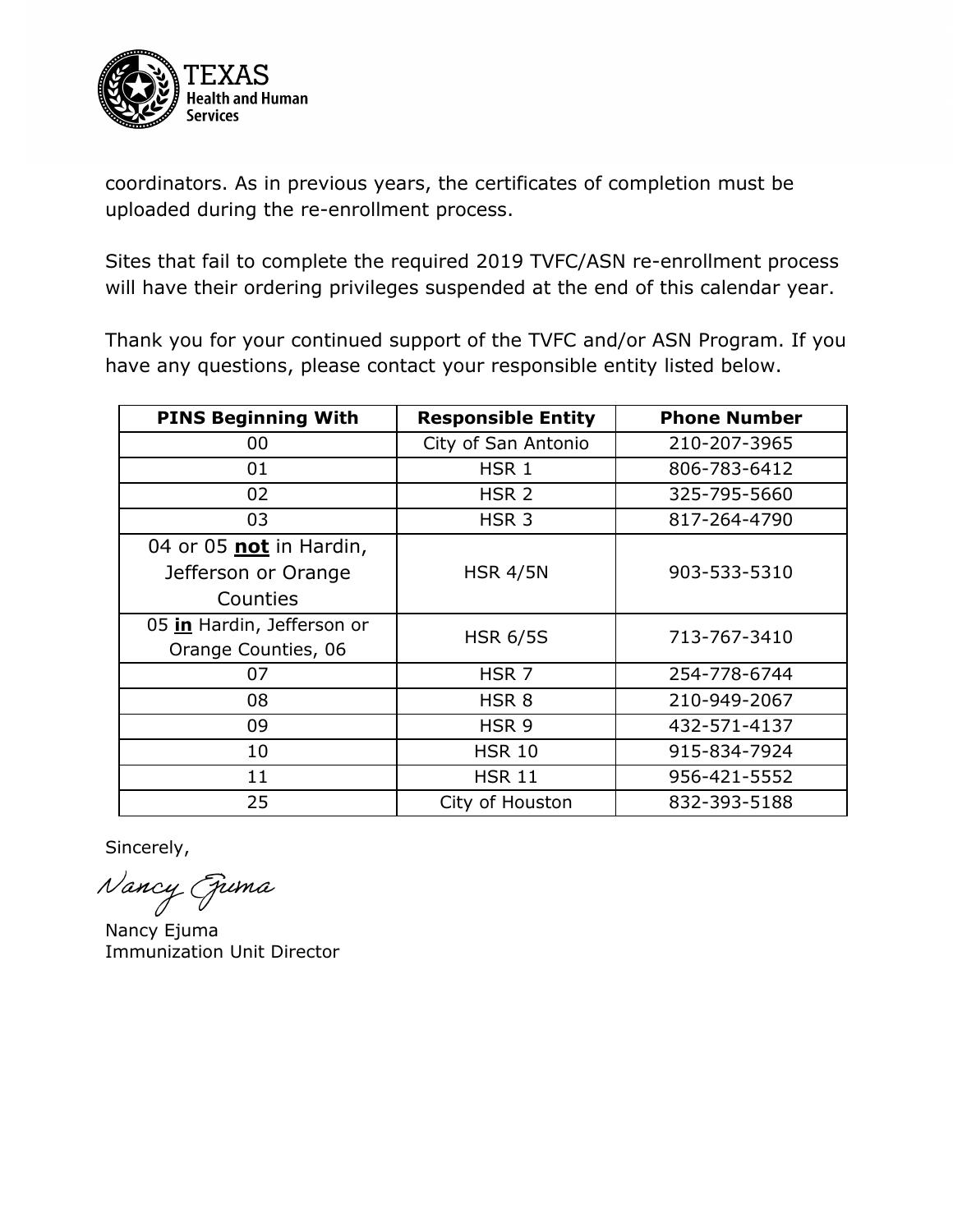coordinators. As in previous years, the certificates of completion must be uploaded during the re-enrollment process.

Sites that fail to complete the required 2019 TVFC/ASN re-enrollment process will have their ordering privileges suspended at the end of this calendar year.

Thank you for your continued support of the TVFC and/or ASN Program. If you have any questions, please contact your responsible entity listed below.

| PINS Beginning With | Responsible Entity | Phone Number |
|---|---|---|
| 00 | City of San Antonio | 210-207-3965 |
| 01 | HSR 1 | 806-783-6412 |
| 02 | HSR 2 | 325-795-5660 |
| 03 | HSR 3 | 817-264-4790 |
| 04 or 05 **not** in Hardin, Jefferson or Orange Counties | HSR 4/5N | 903-533-5310 |
| 05 **in** Hardin, Jefferson or Orange Counties, 06 | HSR 6/5S | 713-767-3410 |
| 07 | HSR 7 | 254-778-6744 |
| 08 | HSR 8 | 210-949-2067 |
| 09 | HSR 9 | 432-571-4137 |
| 10 | HSR 10 | 915-834-7924 |
| 11 | HSR 11 | 956-421-5552 |
| 25 | City of Houston | 832-393-5188 |

Sincerely,

*Nancy Ejuma*

Nancy Ejuma
Immunization Unit Director